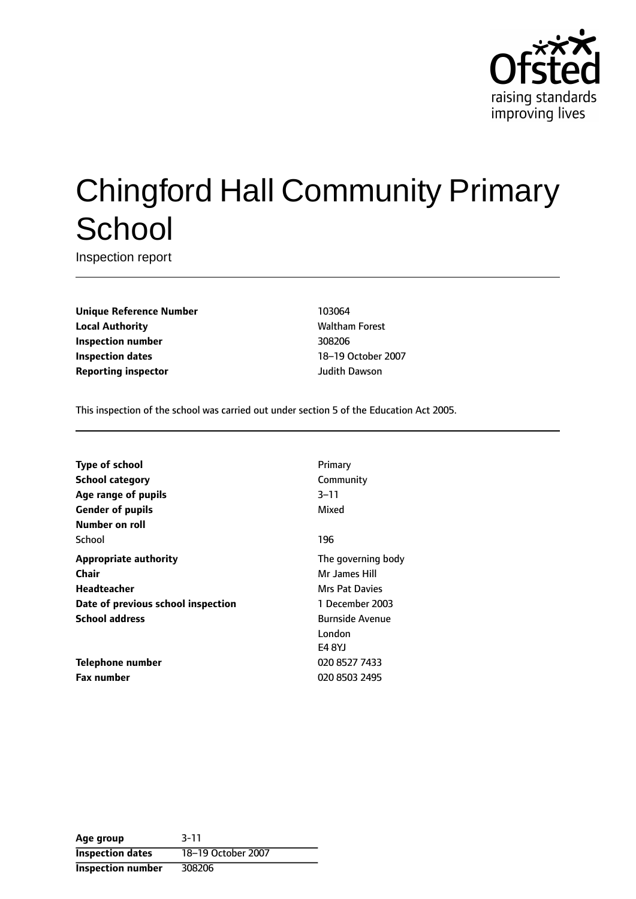# Chingford Hall Community Primary School

Inspection report

| | |
|---|---|
| **Unique Reference Number** | 103064 |
| **Local Authority** | Waltham Forest |
| **Inspection number** | 308206 |
| **Inspection dates** | 18–19 October 2007 |
| **Reporting inspector** | Judith Dawson |

This inspection of the school was carried out under section 5 of the Education Act 2005.

| | |
|---|---|
| **Type of school** | Primary |
| **School category** | Community |
| **Age range of pupils** | 3–11 |
| **Gender of pupils** | Mixed |
| **Number on roll** | |
| School | 196 |
| **Appropriate authority** | The governing body |
| **Chair** | Mr James Hill |
| **Headteacher** | Mrs Pat Davies |
| **Date of previous school inspection** | 1 December 2003 |
| **School address** | Burnside Avenue<br>London<br>E4 8YJ |
| **Telephone number** | 020 8527 7433 |
| **Fax number** | 020 8503 2495 |

| **Age group** | 3-11 |
|---|---|
| **Inspection dates** | 18–19 October 2007 |
| **Inspection number** | 308206 |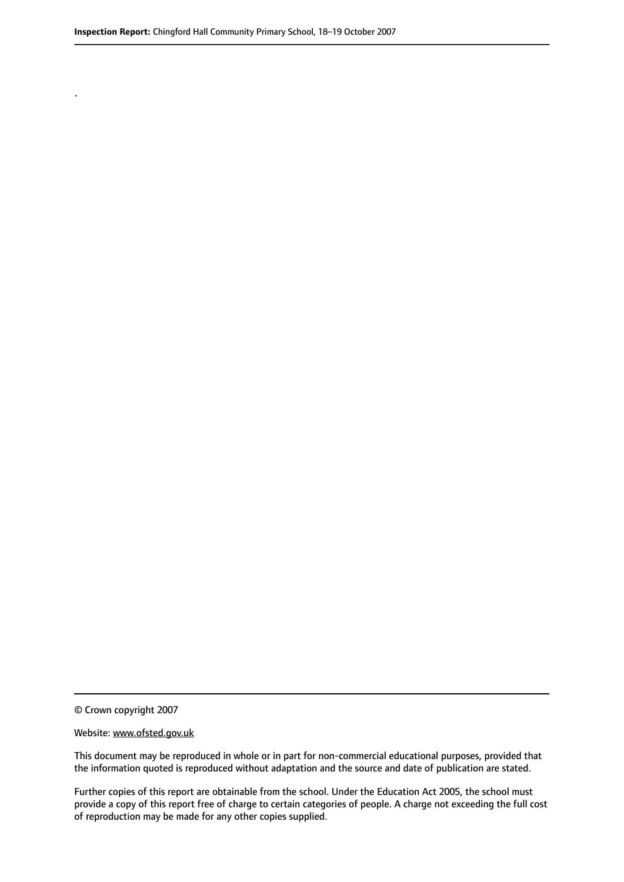.

© Crown copyright 2007

Website: www.ofsted.gov.uk

This document may be reproduced in whole or in part for non-commercial educational purposes, provided that the information quoted is reproduced without adaptation and the source and date of publication are stated.

Further copies of this report are obtainable from the school. Under the Education Act 2005, the school must provide a copy of this report free of charge to certain categories of people. A charge not exceeding the full cost of reproduction may be made for any other copies supplied.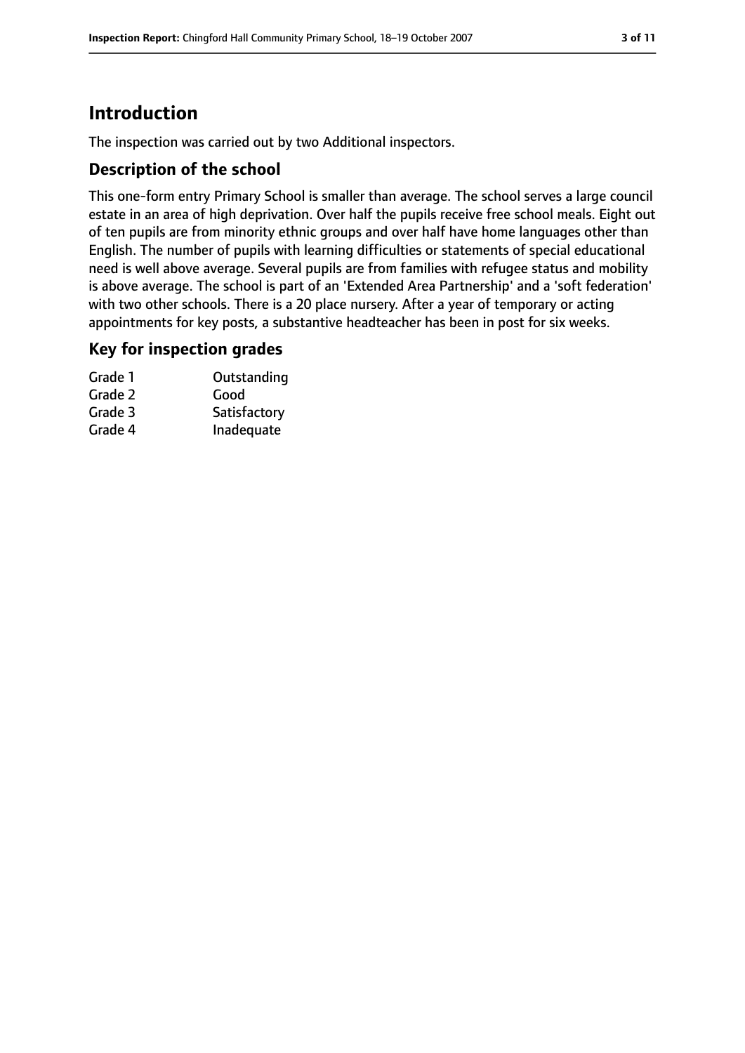# Introduction

The inspection was carried out by two Additional inspectors.

## Description of the school

This one-form entry Primary School is smaller than average. The school serves a large council estate in an area of high deprivation. Over half the pupils receive free school meals. Eight out of ten pupils are from minority ethnic groups and over half have home languages other than English. The number of pupils with learning difficulties or statements of special educational need is well above average. Several pupils are from families with refugee status and mobility is above average. The school is part of an 'Extended Area Partnership' and a 'soft federation' with two other schools. There is a 20 place nursery. After a year of temporary or acting appointments for key posts, a substantive headteacher has been in post for six weeks.

## Key for inspection grades

| | |
|---|---|
| Grade 1 | Outstanding |
| Grade 2 | Good |
| Grade 3 | Satisfactory |
| Grade 4 | Inadequate |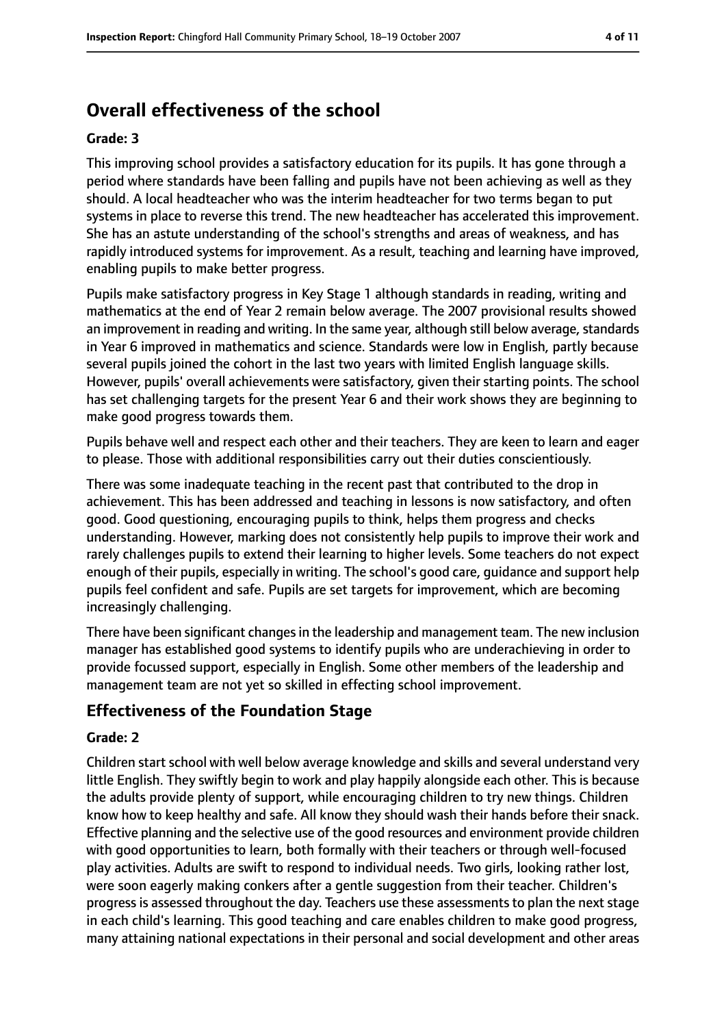## Overall effectiveness of the school

**Grade: 3**

This improving school provides a satisfactory education for its pupils. It has gone through a period where standards have been falling and pupils have not been achieving as well as they should. A local headteacher who was the interim headteacher for two terms began to put systems in place to reverse this trend. The new headteacher has accelerated this improvement. She has an astute understanding of the school's strengths and areas of weakness, and has rapidly introduced systems for improvement. As a result, teaching and learning have improved, enabling pupils to make better progress.

Pupils make satisfactory progress in Key Stage 1 although standards in reading, writing and mathematics at the end of Year 2 remain below average. The 2007 provisional results showed an improvement in reading and writing. In the same year, although still below average, standards in Year 6 improved in mathematics and science. Standards were low in English, partly because several pupils joined the cohort in the last two years with limited English language skills. However, pupils' overall achievements were satisfactory, given their starting points. The school has set challenging targets for the present Year 6 and their work shows they are beginning to make good progress towards them.

Pupils behave well and respect each other and their teachers. They are keen to learn and eager to please. Those with additional responsibilities carry out their duties conscientiously.

There was some inadequate teaching in the recent past that contributed to the drop in achievement. This has been addressed and teaching in lessons is now satisfactory, and often good. Good questioning, encouraging pupils to think, helps them progress and checks understanding. However, marking does not consistently help pupils to improve their work and rarely challenges pupils to extend their learning to higher levels. Some teachers do not expect enough of their pupils, especially in writing. The school's good care, guidance and support help pupils feel confident and safe. Pupils are set targets for improvement, which are becoming increasingly challenging.

There have been significant changes in the leadership and management team. The new inclusion manager has established good systems to identify pupils who are underachieving in order to provide focussed support, especially in English. Some other members of the leadership and management team are not yet so skilled in effecting school improvement.

### Effectiveness of the Foundation Stage

**Grade: 2**

Children start school with well below average knowledge and skills and several understand very little English. They swiftly begin to work and play happily alongside each other. This is because the adults provide plenty of support, while encouraging children to try new things. Children know how to keep healthy and safe. All know they should wash their hands before their snack. Effective planning and the selective use of the good resources and environment provide children with good opportunities to learn, both formally with their teachers or through well-focused play activities. Adults are swift to respond to individual needs. Two girls, looking rather lost, were soon eagerly making conkers after a gentle suggestion from their teacher. Children's progress is assessed throughout the day. Teachers use these assessments to plan the next stage in each child's learning. This good teaching and care enables children to make good progress, many attaining national expectations in their personal and social development and other areas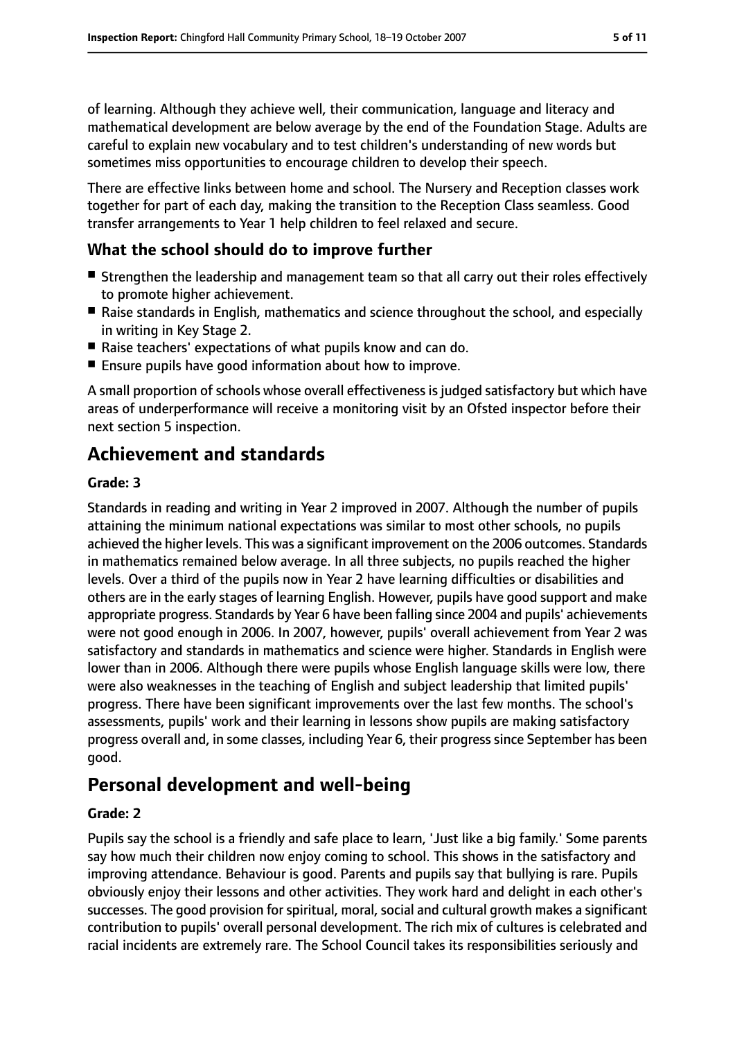of learning. Although they achieve well, their communication, language and literacy and mathematical development are below average by the end of the Foundation Stage. Adults are careful to explain new vocabulary and to test children's understanding of new words but sometimes miss opportunities to encourage children to develop their speech.

There are effective links between home and school. The Nursery and Reception classes work together for part of each day, making the transition to the Reception Class seamless. Good transfer arrangements to Year 1 help children to feel relaxed and secure.

### What the school should do to improve further

- Strengthen the leadership and management team so that all carry out their roles effectively to promote higher achievement.
- Raise standards in English, mathematics and science throughout the school, and especially in writing in Key Stage 2.
- Raise teachers' expectations of what pupils know and can do.
- Ensure pupils have good information about how to improve.

A small proportion of schools whose overall effectiveness is judged satisfactory but which have areas of underperformance will receive a monitoring visit by an Ofsted inspector before their next section 5 inspection.

## Achievement and standards

#### Grade: 3

Standards in reading and writing in Year 2 improved in 2007. Although the number of pupils attaining the minimum national expectations was similar to most other schools, no pupils achieved the higher levels. This was a significant improvement on the 2006 outcomes. Standards in mathematics remained below average. In all three subjects, no pupils reached the higher levels. Over a third of the pupils now in Year 2 have learning difficulties or disabilities and others are in the early stages of learning English. However, pupils have good support and make appropriate progress. Standards by Year 6 have been falling since 2004 and pupils' achievements were not good enough in 2006. In 2007, however, pupils' overall achievement from Year 2 was satisfactory and standards in mathematics and science were higher. Standards in English were lower than in 2006. Although there were pupils whose English language skills were low, there were also weaknesses in the teaching of English and subject leadership that limited pupils' progress. There have been significant improvements over the last few months. The school's assessments, pupils' work and their learning in lessons show pupils are making satisfactory progress overall and, in some classes, including Year 6, their progress since September has been good.

## Personal development and well-being

#### Grade: 2

Pupils say the school is a friendly and safe place to learn, 'Just like a big family.' Some parents say how much their children now enjoy coming to school. This shows in the satisfactory and improving attendance. Behaviour is good. Parents and pupils say that bullying is rare. Pupils obviously enjoy their lessons and other activities. They work hard and delight in each other's successes. The good provision for spiritual, moral, social and cultural growth makes a significant contribution to pupils' overall personal development. The rich mix of cultures is celebrated and racial incidents are extremely rare. The School Council takes its responsibilities seriously and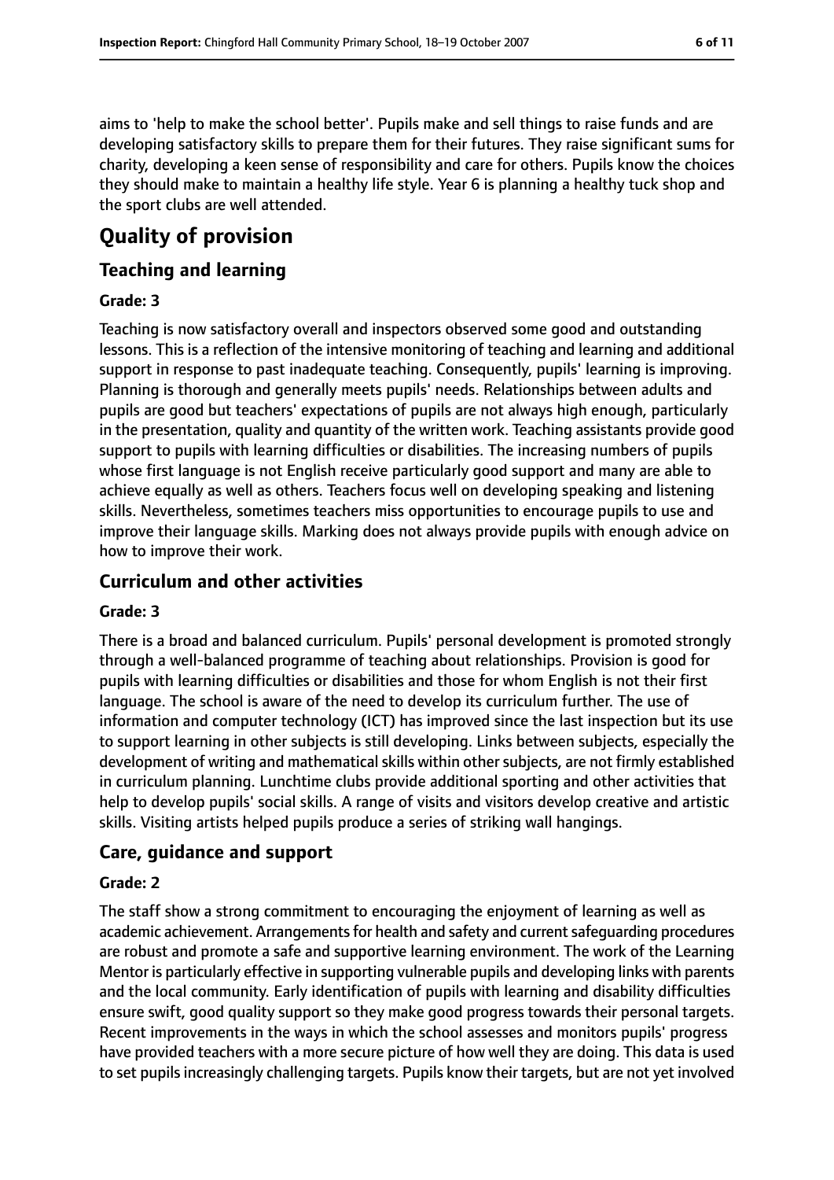aims to 'help to make the school better'. Pupils make and sell things to raise funds and are developing satisfactory skills to prepare them for their futures. They raise significant sums for charity, developing a keen sense of responsibility and care for others. Pupils know the choices they should make to maintain a healthy life style. Year 6 is planning a healthy tuck shop and the sport clubs are well attended.

# Quality of provision

## Teaching and learning

**Grade: 3**

Teaching is now satisfactory overall and inspectors observed some good and outstanding lessons. This is a reflection of the intensive monitoring of teaching and learning and additional support in response to past inadequate teaching. Consequently, pupils' learning is improving. Planning is thorough and generally meets pupils' needs. Relationships between adults and pupils are good but teachers' expectations of pupils are not always high enough, particularly in the presentation, quality and quantity of the written work. Teaching assistants provide good support to pupils with learning difficulties or disabilities. The increasing numbers of pupils whose first language is not English receive particularly good support and many are able to achieve equally as well as others. Teachers focus well on developing speaking and listening skills. Nevertheless, sometimes teachers miss opportunities to encourage pupils to use and improve their language skills. Marking does not always provide pupils with enough advice on how to improve their work.

## Curriculum and other activities

**Grade: 3**

There is a broad and balanced curriculum. Pupils' personal development is promoted strongly through a well-balanced programme of teaching about relationships. Provision is good for pupils with learning difficulties or disabilities and those for whom English is not their first language. The school is aware of the need to develop its curriculum further. The use of information and computer technology (ICT) has improved since the last inspection but its use to support learning in other subjects is still developing. Links between subjects, especially the development of writing and mathematical skills within other subjects, are not firmly established in curriculum planning. Lunchtime clubs provide additional sporting and other activities that help to develop pupils' social skills. A range of visits and visitors develop creative and artistic skills. Visiting artists helped pupils produce a series of striking wall hangings.

## Care, guidance and support

**Grade: 2**

The staff show a strong commitment to encouraging the enjoyment of learning as well as academic achievement. Arrangements for health and safety and current safeguarding procedures are robust and promote a safe and supportive learning environment. The work of the Learning Mentor is particularly effective in supporting vulnerable pupils and developing links with parents and the local community. Early identification of pupils with learning and disability difficulties ensure swift, good quality support so they make good progress towards their personal targets. Recent improvements in the ways in which the school assesses and monitors pupils' progress have provided teachers with a more secure picture of how well they are doing. This data is used to set pupils increasingly challenging targets. Pupils know their targets, but are not yet involved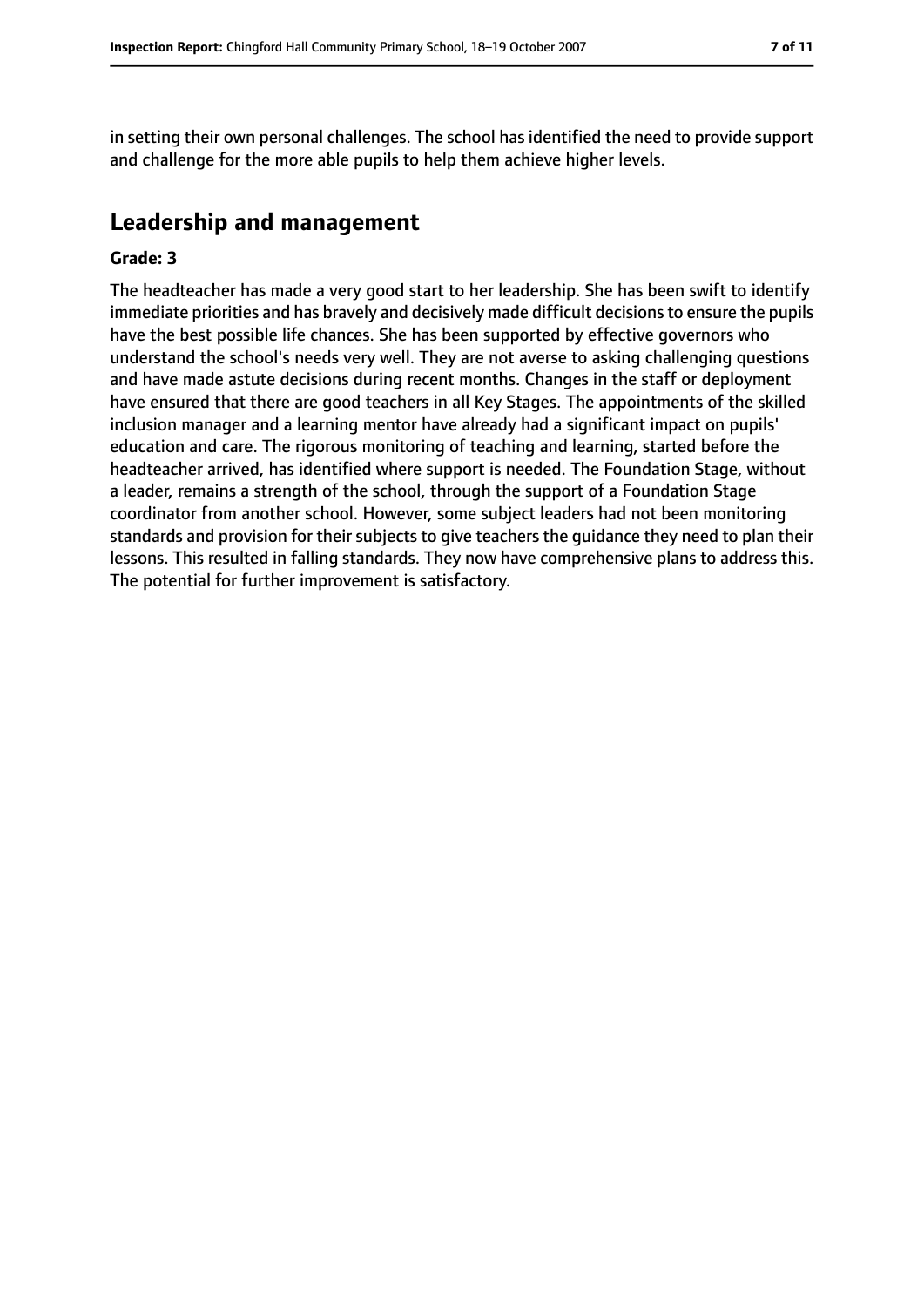in setting their own personal challenges. The school has identified the need to provide support and challenge for the more able pupils to help them achieve higher levels.

## Leadership and management

**Grade: 3**

The headteacher has made a very good start to her leadership. She has been swift to identify immediate priorities and has bravely and decisively made difficult decisions to ensure the pupils have the best possible life chances. She has been supported by effective governors who understand the school's needs very well. They are not averse to asking challenging questions and have made astute decisions during recent months. Changes in the staff or deployment have ensured that there are good teachers in all Key Stages. The appointments of the skilled inclusion manager and a learning mentor have already had a significant impact on pupils' education and care. The rigorous monitoring of teaching and learning, started before the headteacher arrived, has identified where support is needed. The Foundation Stage, without a leader, remains a strength of the school, through the support of a Foundation Stage coordinator from another school. However, some subject leaders had not been monitoring standards and provision for their subjects to give teachers the guidance they need to plan their lessons. This resulted in falling standards. They now have comprehensive plans to address this. The potential for further improvement is satisfactory.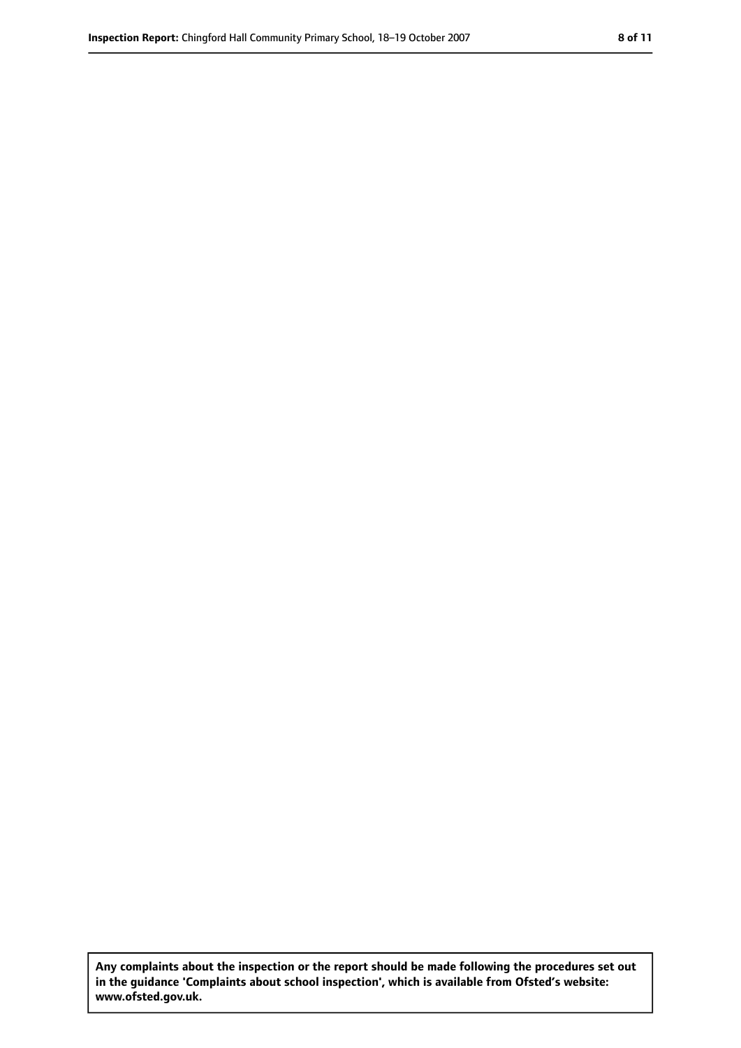**Any complaints about the inspection or the report should be made following the procedures set out in the guidance 'Complaints about school inspection', which is available from Ofsted's website: www.ofsted.gov.uk.**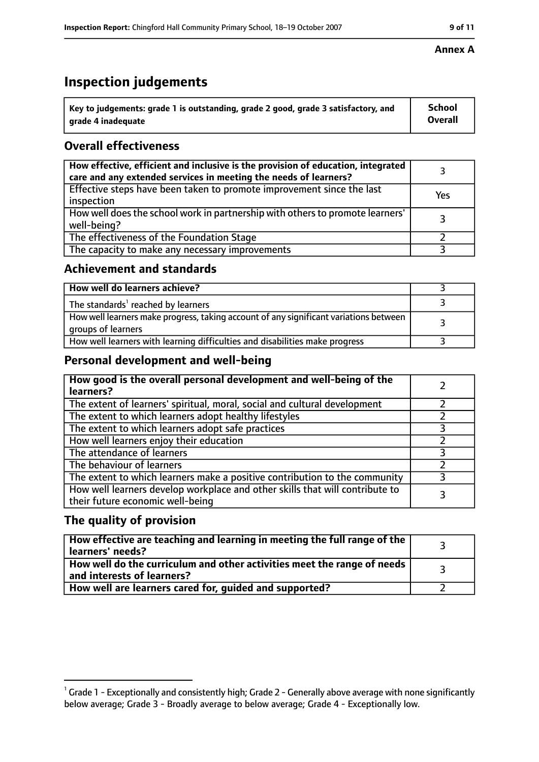**Annex A**

# Inspection judgements

| Key to judgements: grade 1 is outstanding, grade 2 good, grade 3 satisfactory, and grade 4 inadequate | School Overall |
|---|---|

## Overall effectiveness

| | |
|---|---|
| How effective, efficient and inclusive is the provision of education, integrated care and any extended services in meeting the needs of learners? | 3 |
| Effective steps have been taken to promote improvement since the last inspection | Yes |
| How well does the school work in partnership with others to promote learners' well-being? | 3 |
| The effectiveness of the Foundation Stage | 2 |
| The capacity to make any necessary improvements | 3 |

## Achievement and standards

| | |
|---|---|
| **How well do learners achieve?** | 3 |
| The standards[1] reached by learners | 3 |
| How well learners make progress, taking account of any significant variations between groups of learners | 3 |
| How well learners with learning difficulties and disabilities make progress | 3 |

## Personal development and well-being

| | |
|---|---|
| **How good is the overall personal development and well-being of the learners?** | 2 |
| The extent of learners' spiritual, moral, social and cultural development | 2 |
| The extent to which learners adopt healthy lifestyles | 2 |
| The extent to which learners adopt safe practices | 3 |
| How well learners enjoy their education | 2 |
| The attendance of learners | 3 |
| The behaviour of learners | 2 |
| The extent to which learners make a positive contribution to the community | 3 |
| How well learners develop workplace and other skills that will contribute to their future economic well-being | 3 |

## The quality of provision

| | |
|---|---|
| **How effective are teaching and learning in meeting the full range of the learners' needs?** | 3 |
| **How well do the curriculum and other activities meet the range of needs and interests of learners?** | 3 |
| **How well are learners cared for, guided and supported?** | 2 |

[1] Grade 1 - Exceptionally and consistently high; Grade 2 - Generally above average with none significantly below average; Grade 3 - Broadly average to below average; Grade 4 - Exceptionally low.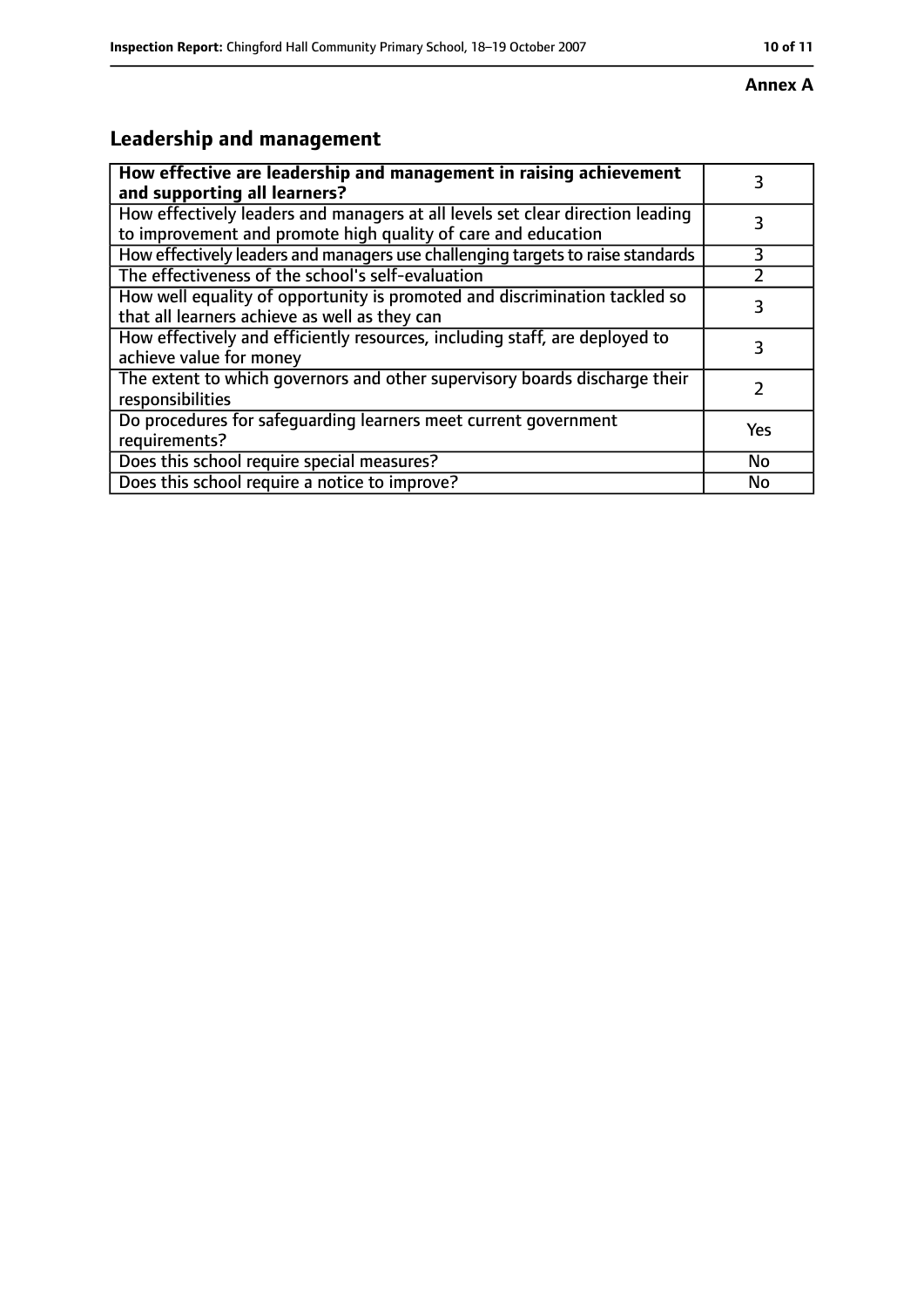**Annex A**

## Leadership and management

| **How effective are leadership and management in raising achievement and supporting all learners?** | 3 |
|---|---|
| How effectively leaders and managers at all levels set clear direction leading to improvement and promote high quality of care and education | 3 |
| How effectively leaders and managers use challenging targets to raise standards | 3 |
| The effectiveness of the school's self-evaluation | 2 |
| How well equality of opportunity is promoted and discrimination tackled so that all learners achieve as well as they can | 3 |
| How effectively and efficiently resources, including staff, are deployed to achieve value for money | 3 |
| The extent to which governors and other supervisory boards discharge their responsibilities | 2 |
| Do procedures for safeguarding learners meet current government requirements? | Yes |
| Does this school require special measures? | No |
| Does this school require a notice to improve? | No |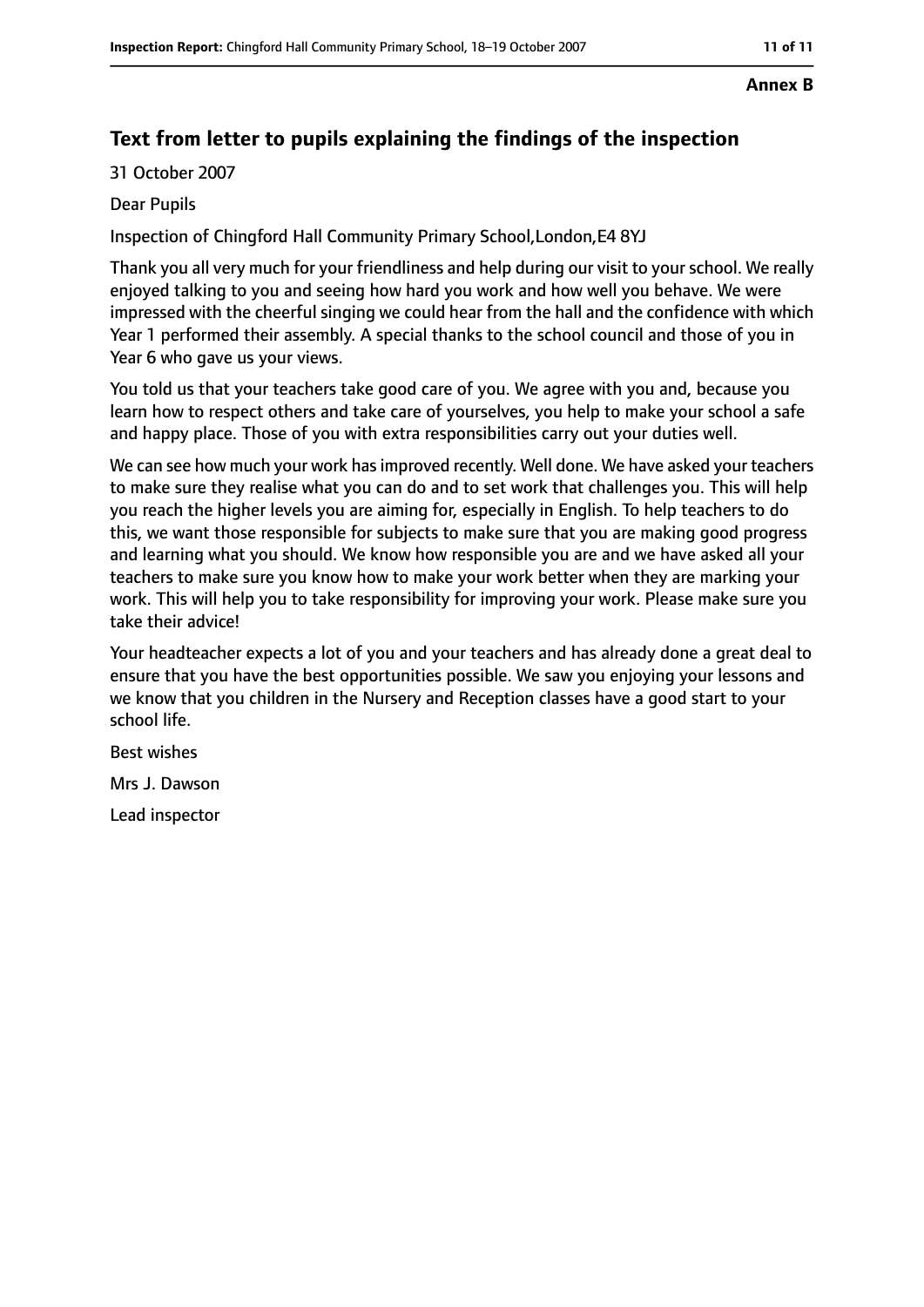Annex B

## Text from letter to pupils explaining the findings of the inspection

31 October 2007

Dear Pupils

Inspection of Chingford Hall Community Primary School,London,E4 8YJ

Thank you all very much for your friendliness and help during our visit to your school. We really enjoyed talking to you and seeing how hard you work and how well you behave. We were impressed with the cheerful singing we could hear from the hall and the confidence with which Year 1 performed their assembly. A special thanks to the school council and those of you in Year 6 who gave us your views.

You told us that your teachers take good care of you. We agree with you and, because you learn how to respect others and take care of yourselves, you help to make your school a safe and happy place. Those of you with extra responsibilities carry out your duties well.

We can see how much your work has improved recently. Well done. We have asked your teachers to make sure they realise what you can do and to set work that challenges you. This will help you reach the higher levels you are aiming for, especially in English. To help teachers to do this, we want those responsible for subjects to make sure that you are making good progress and learning what you should. We know how responsible you are and we have asked all your teachers to make sure you know how to make your work better when they are marking your work. This will help you to take responsibility for improving your work. Please make sure you take their advice!

Your headteacher expects a lot of you and your teachers and has already done a great deal to ensure that you have the best opportunities possible. We saw you enjoying your lessons and we know that you children in the Nursery and Reception classes have a good start to your school life.

Best wishes

Mrs J. Dawson

Lead inspector